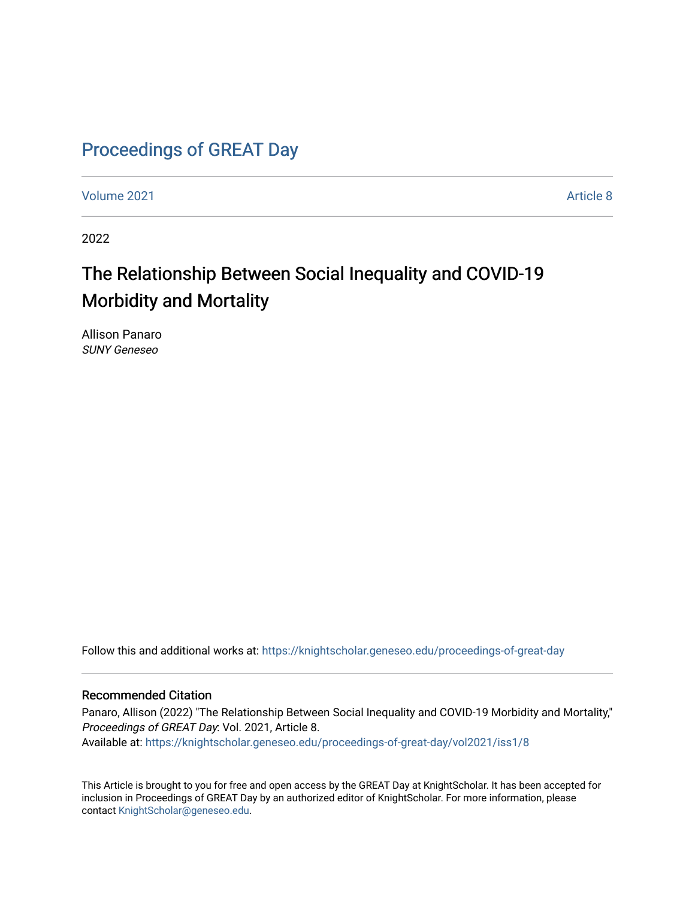# Proceedings of GREAT Day

Volume 2021 Article 8

2022

## The Relationship Between Social Inequality and COVID-19 Morbidity and Mortality

Allison Panaro
*SUNY Geneseo*

Follow this and additional works at: https://knightscholar.geneseo.edu/proceedings-of-great-day

### Recommended Citation

Panaro, Allison (2022) "The Relationship Between Social Inequality and COVID-19 Morbidity and Mortality," *Proceedings of GREAT Day*: Vol. 2021, Article 8.
Available at: https://knightscholar.geneseo.edu/proceedings-of-great-day/vol2021/iss1/8

This Article is brought to you for free and open access by the GREAT Day at KnightScholar. It has been accepted for inclusion in Proceedings of GREAT Day by an authorized editor of KnightScholar. For more information, please contact KnightScholar@geneseo.edu.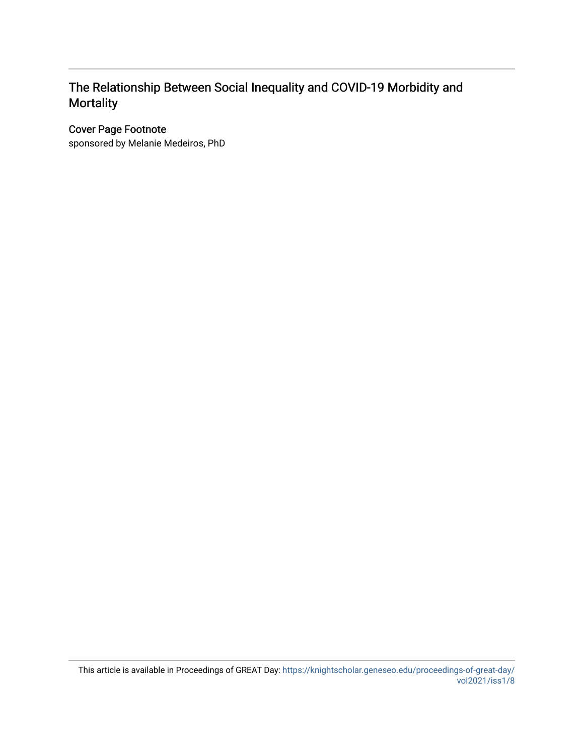## The Relationship Between Social Inequality and COVID-19 Morbidity and Mortality

### Cover Page Footnote

sponsored by Melanie Medeiros, PhD

This article is available in Proceedings of GREAT Day: https://knightscholar.geneseo.edu/proceedings-of-great-day/vol2021/iss1/8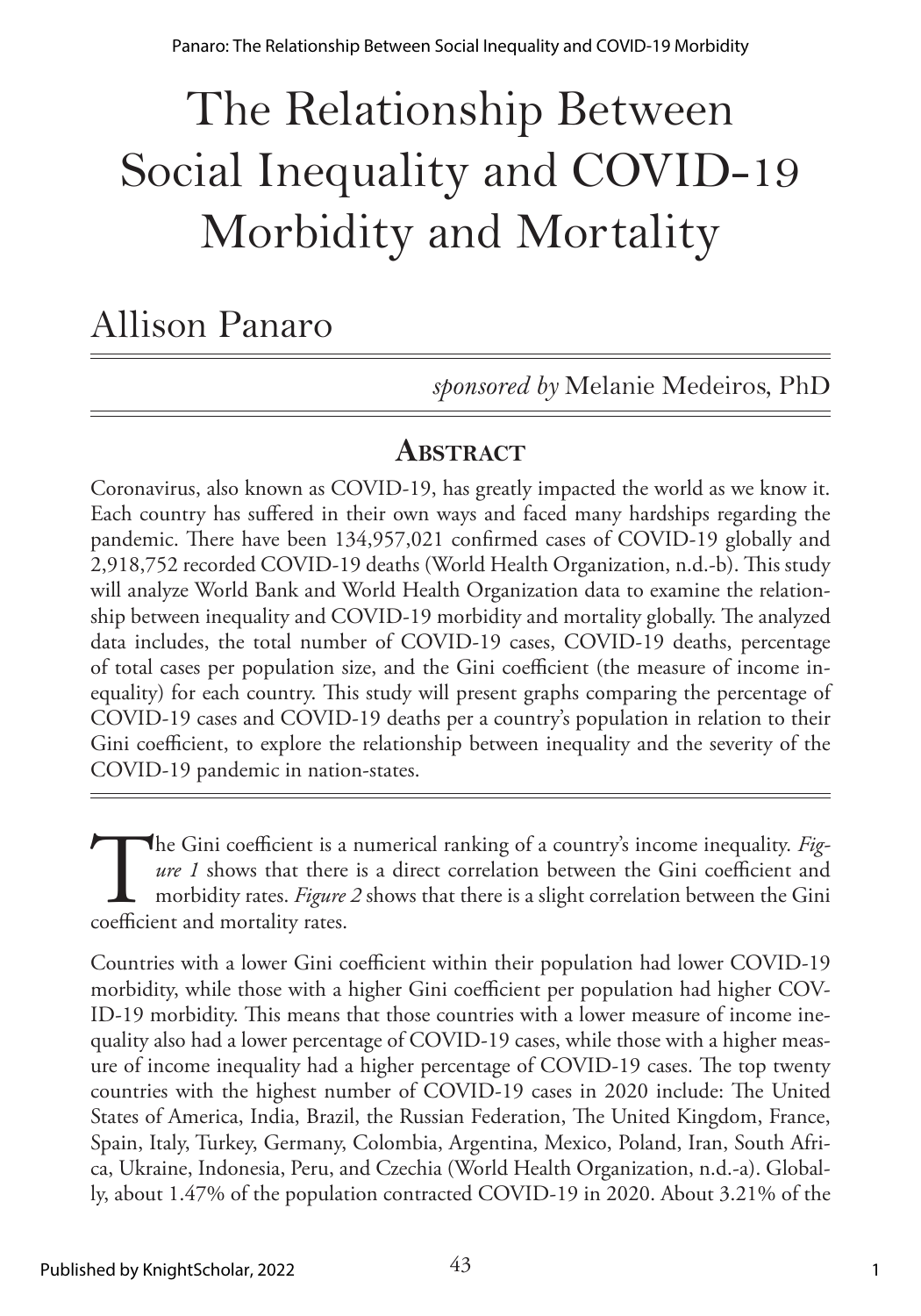# The Relationship Between Social Inequality and COVID-19 Morbidity and Mortality

## Allison Panaro

*sponsored by* Melanie Medeiros, PhD

## Abstract

Coronavirus, also known as COVID-19, has greatly impacted the world as we know it. Each country has suffered in their own ways and faced many hardships regarding the pandemic. There have been 134,957,021 confirmed cases of COVID-19 globally and 2,918,752 recorded COVID-19 deaths (World Health Organization, n.d.-b). This study will analyze World Bank and World Health Organization data to examine the relationship between inequality and COVID-19 morbidity and mortality globally. The analyzed data includes, the total number of COVID-19 cases, COVID-19 deaths, percentage of total cases per population size, and the Gini coefficient (the measure of income inequality) for each country. This study will present graphs comparing the percentage of COVID-19 cases and COVID-19 deaths per a country's population in relation to their Gini coefficient, to explore the relationship between inequality and the severity of the COVID-19 pandemic in nation-states.

The Gini coefficient is a numerical ranking of a country's income inequality. *Figure 1* shows that there is a direct correlation between the Gini coefficient and morbidity rates. *Figure 2* shows that there is a slight correlation between the Gini coefficient and mortality rates.

Countries with a lower Gini coefficient within their population had lower COVID-19 morbidity, while those with a higher Gini coefficient per population had higher COVID-19 morbidity. This means that those countries with a lower measure of income inequality also had a lower percentage of COVID-19 cases, while those with a higher measure of income inequality had a higher percentage of COVID-19 cases. The top twenty countries with the highest number of COVID-19 cases in 2020 include: The United States of America, India, Brazil, the Russian Federation, The United Kingdom, France, Spain, Italy, Turkey, Germany, Colombia, Argentina, Mexico, Poland, Iran, South Africa, Ukraine, Indonesia, Peru, and Czechia (World Health Organization, n.d.-a). Globally, about 1.47% of the population contracted COVID-19 in 2020. About 3.21% of the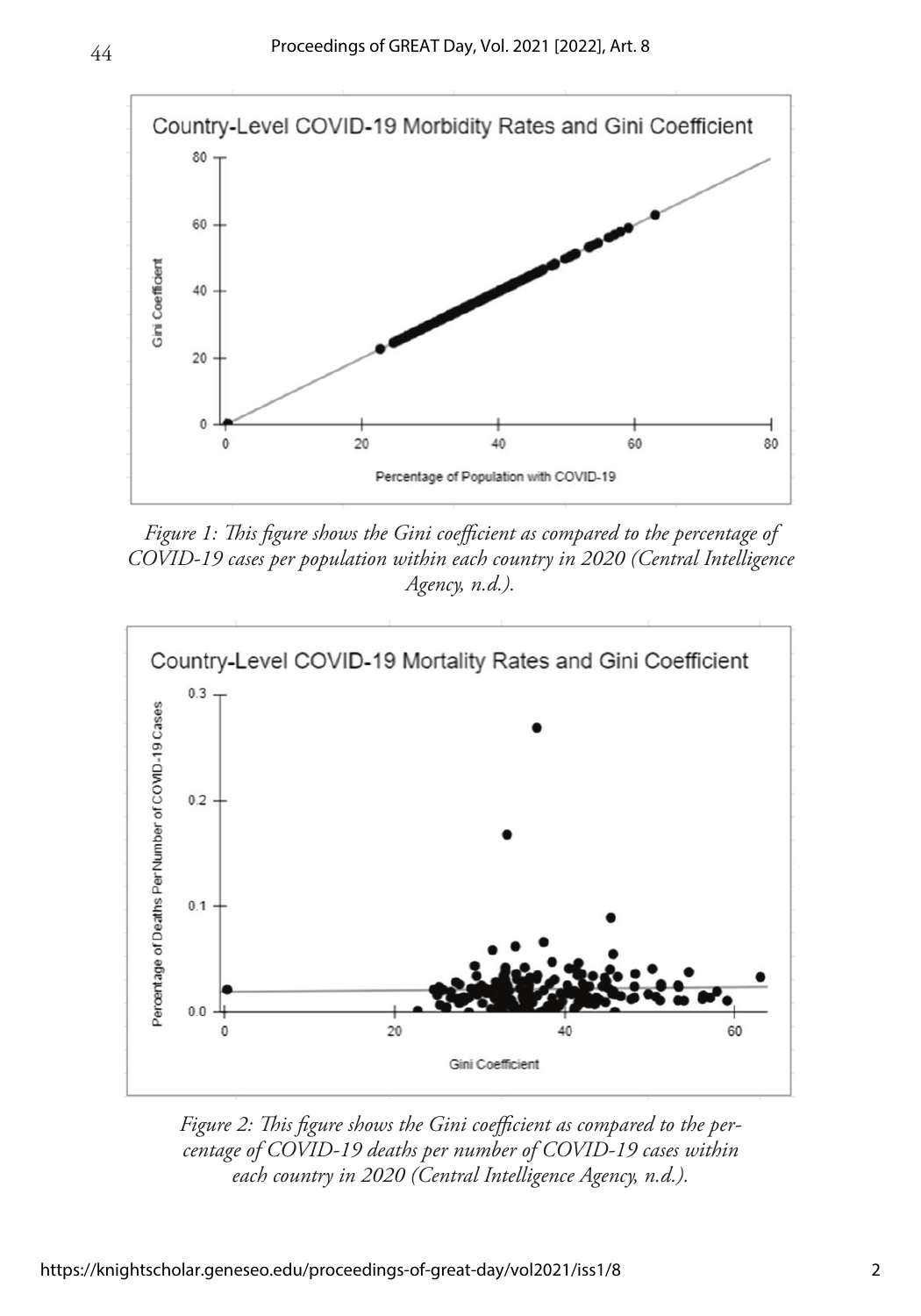*Figure 1: This figure shows the Gini coefficient as compared to the percentage of COVID-19 cases per population within each country in 2020 (Central Intelligence Agency, n.d.).*

*Figure 2: This figure shows the Gini coefficient as compared to the percentage of COVID-19 deaths per number of COVID-19 cases within each country in 2020 (Central Intelligence Agency, n.d.).*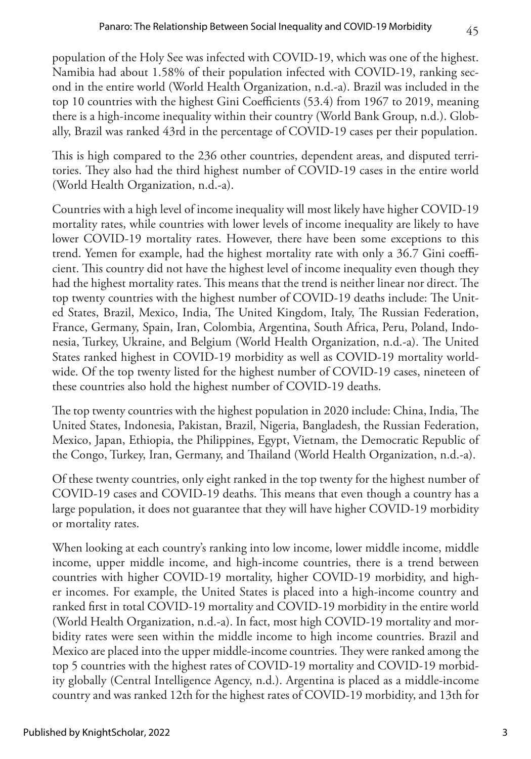population of the Holy See was infected with COVID-19, which was one of the highest. Namibia had about 1.58% of their population infected with COVID-19, ranking second in the entire world (World Health Organization, n.d.-a). Brazil was included in the top 10 countries with the highest Gini Coefficients (53.4) from 1967 to 2019, meaning there is a high-income inequality within their country (World Bank Group, n.d.). Globally, Brazil was ranked 43rd in the percentage of COVID-19 cases per their population.

This is high compared to the 236 other countries, dependent areas, and disputed territories. They also had the third highest number of COVID-19 cases in the entire world (World Health Organization, n.d.-a).

Countries with a high level of income inequality will most likely have higher COVID-19 mortality rates, while countries with lower levels of income inequality are likely to have lower COVID-19 mortality rates. However, there have been some exceptions to this trend. Yemen for example, had the highest mortality rate with only a 36.7 Gini coefficient. This country did not have the highest level of income inequality even though they had the highest mortality rates. This means that the trend is neither linear nor direct. The top twenty countries with the highest number of COVID-19 deaths include: The United States, Brazil, Mexico, India, The United Kingdom, Italy, The Russian Federation, France, Germany, Spain, Iran, Colombia, Argentina, South Africa, Peru, Poland, Indonesia, Turkey, Ukraine, and Belgium (World Health Organization, n.d.-a). The United States ranked highest in COVID-19 morbidity as well as COVID-19 mortality worldwide. Of the top twenty listed for the highest number of COVID-19 cases, nineteen of these countries also hold the highest number of COVID-19 deaths.

The top twenty countries with the highest population in 2020 include: China, India, The United States, Indonesia, Pakistan, Brazil, Nigeria, Bangladesh, the Russian Federation, Mexico, Japan, Ethiopia, the Philippines, Egypt, Vietnam, the Democratic Republic of the Congo, Turkey, Iran, Germany, and Thailand (World Health Organization, n.d.-a).

Of these twenty countries, only eight ranked in the top twenty for the highest number of COVID-19 cases and COVID-19 deaths. This means that even though a country has a large population, it does not guarantee that they will have higher COVID-19 morbidity or mortality rates.

When looking at each country's ranking into low income, lower middle income, middle income, upper middle income, and high-income countries, there is a trend between countries with higher COVID-19 mortality, higher COVID-19 morbidity, and higher incomes. For example, the United States is placed into a high-income country and ranked first in total COVID-19 mortality and COVID-19 morbidity in the entire world (World Health Organization, n.d.-a). In fact, most high COVID-19 mortality and morbidity rates were seen within the middle income to high income countries. Brazil and Mexico are placed into the upper middle-income countries. They were ranked among the top 5 countries with the highest rates of COVID-19 mortality and COVID-19 morbidity globally (Central Intelligence Agency, n.d.). Argentina is placed as a middle-income country and was ranked 12th for the highest rates of COVID-19 morbidity, and 13th for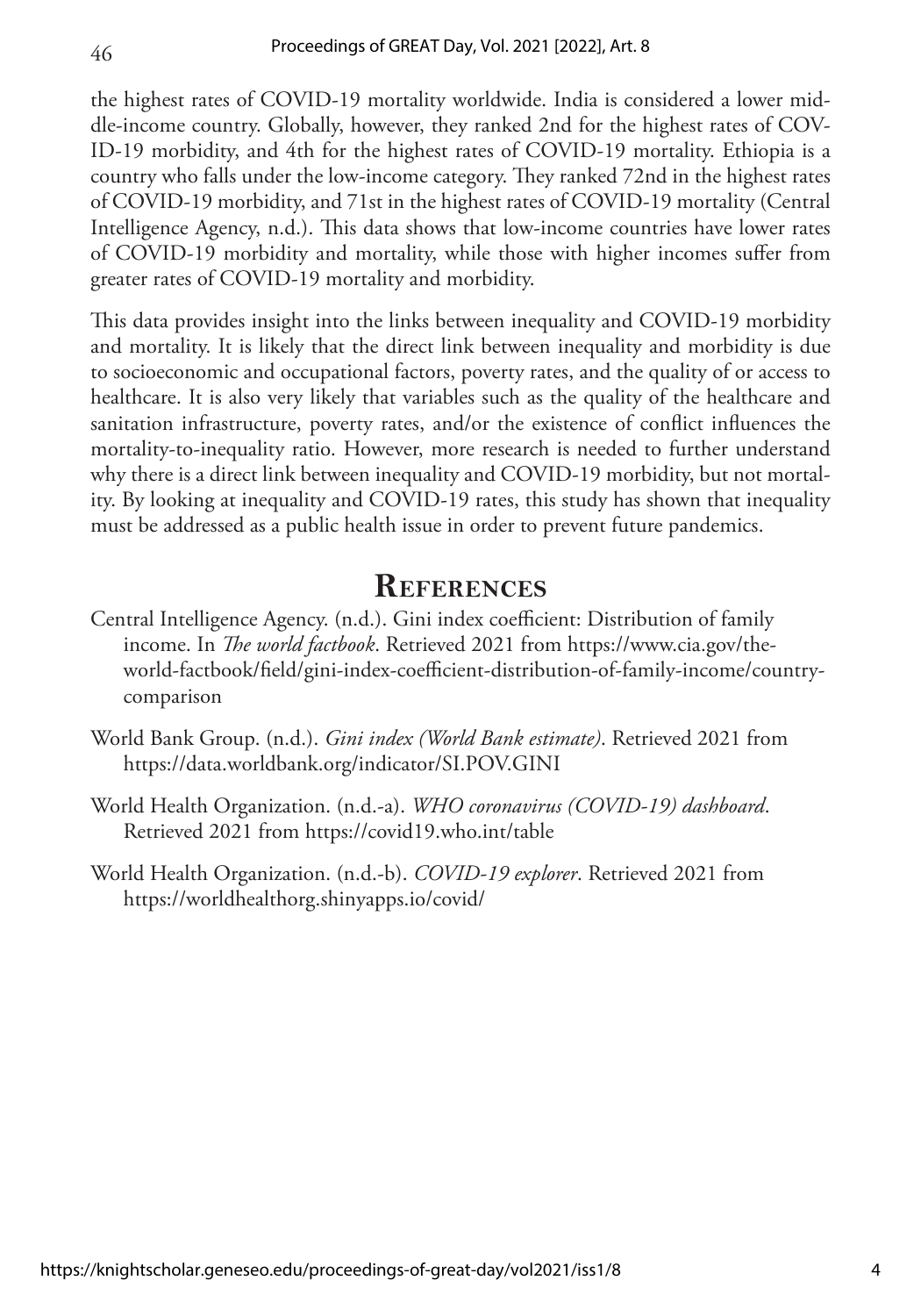the highest rates of COVID-19 mortality worldwide. India is considered a lower middle-income country. Globally, however, they ranked 2nd for the highest rates of COVID-19 morbidity, and 4th for the highest rates of COVID-19 mortality. Ethiopia is a country who falls under the low-income category. They ranked 72nd in the highest rates of COVID-19 morbidity, and 71st in the highest rates of COVID-19 mortality (Central Intelligence Agency, n.d.). This data shows that low-income countries have lower rates of COVID-19 morbidity and mortality, while those with higher incomes suffer from greater rates of COVID-19 mortality and morbidity.

This data provides insight into the links between inequality and COVID-19 morbidity and mortality. It is likely that the direct link between inequality and morbidity is due to socioeconomic and occupational factors, poverty rates, and the quality of or access to healthcare. It is also very likely that variables such as the quality of the healthcare and sanitation infrastructure, poverty rates, and/or the existence of conflict influences the mortality-to-inequality ratio. However, more research is needed to further understand why there is a direct link between inequality and COVID-19 morbidity, but not mortality. By looking at inequality and COVID-19 rates, this study has shown that inequality must be addressed as a public health issue in order to prevent future pandemics.

# References

Central Intelligence Agency. (n.d.). Gini index coefficient: Distribution of family income. In *The world factbook*. Retrieved 2021 from https://www.cia.gov/the-world-factbook/field/gini-index-coefficient-distribution-of-family-income/country-comparison

World Bank Group. (n.d.). *Gini index (World Bank estimate)*. Retrieved 2021 from https://data.worldbank.org/indicator/SI.POV.GINI

World Health Organization. (n.d.-a). *WHO coronavirus (COVID-19) dashboard*. Retrieved 2021 from https://covid19.who.int/table

World Health Organization. (n.d.-b). *COVID-19 explorer*. Retrieved 2021 from https://worldhealthorg.shinyapps.io/covid/